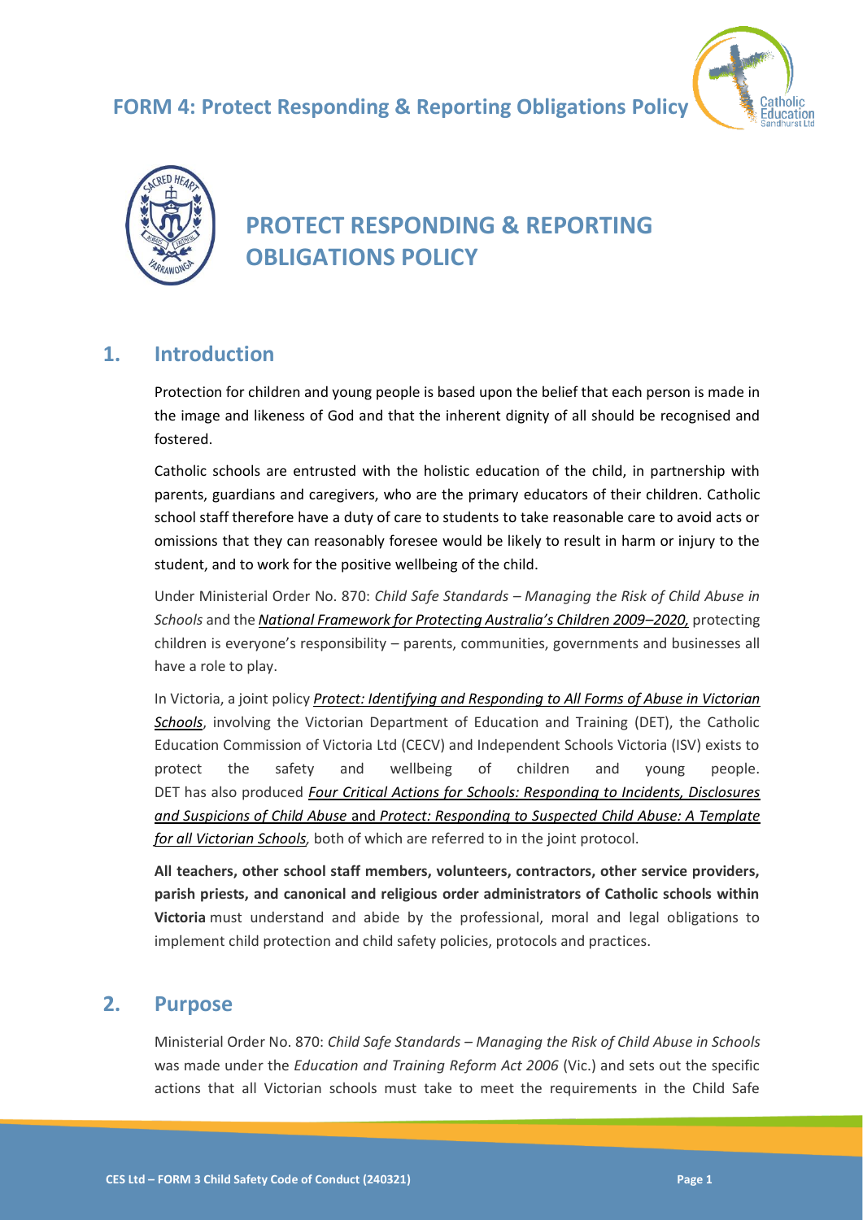# PROTECT RESPONDING & REPORTING OBLIGATIONS POLICY

## 1. Introduction

Protection for children and young people is based upon the belief that each person is made in the image and likeness of God and that the inherent dignity of all should be recognised and fostered.

Catholic schools are entrusted with the holistic education of the child, in partnership with parents, guardians and caregivers, who are the primary educators of their children. Catholic school staff therefore have a duty of care to students to take reasonable care to avoid acts or omissions that they can reasonably foresee would be likely to result in harm or injury to the student, and to work for the positive wellbeing of the child.

Under Ministerial Order No. 870: *Child Safe Standards – Managing the Risk of Child Abuse in Schools* and the *National Framework for Protecting Australia's Children 2009–2020,* protecting children is everyone's responsibility – parents, communities, governments and businesses all have a role to play.

In Victoria, a joint policy *Protect: Identifying and Responding to All Forms of Abuse in Victorian Schools*, involving the Victorian Department of Education and Training (DET), the Catholic Education Commission of Victoria Ltd (CECV) and Independent Schools Victoria (ISV) exists to protect the safety and wellbeing of children and young people. DET has also produced *Four Critical Actions for Schools: Responding to Incidents, Disclosures and Suspicions of Child Abuse* and *Protect: Responding to Suspected Child Abuse: A Template for all Victorian Schools,* both of which are referred to in the joint protocol.

**All teachers, other school staff members, volunteers, contractors, other service providers, parish priests, and canonical and religious order administrators of Catholic schools within Victoria** must understand and abide by the professional, moral and legal obligations to implement child protection and child safety policies, protocols and practices.

## 2. Purpose

Ministerial Order No. 870: *Child Safe Standards – Managing the Risk of Child Abuse in Schools* was made under the *Education and Training Reform Act 2006* (Vic.) and sets out the specific actions that all Victorian schools must take to meet the requirements in the Child Safe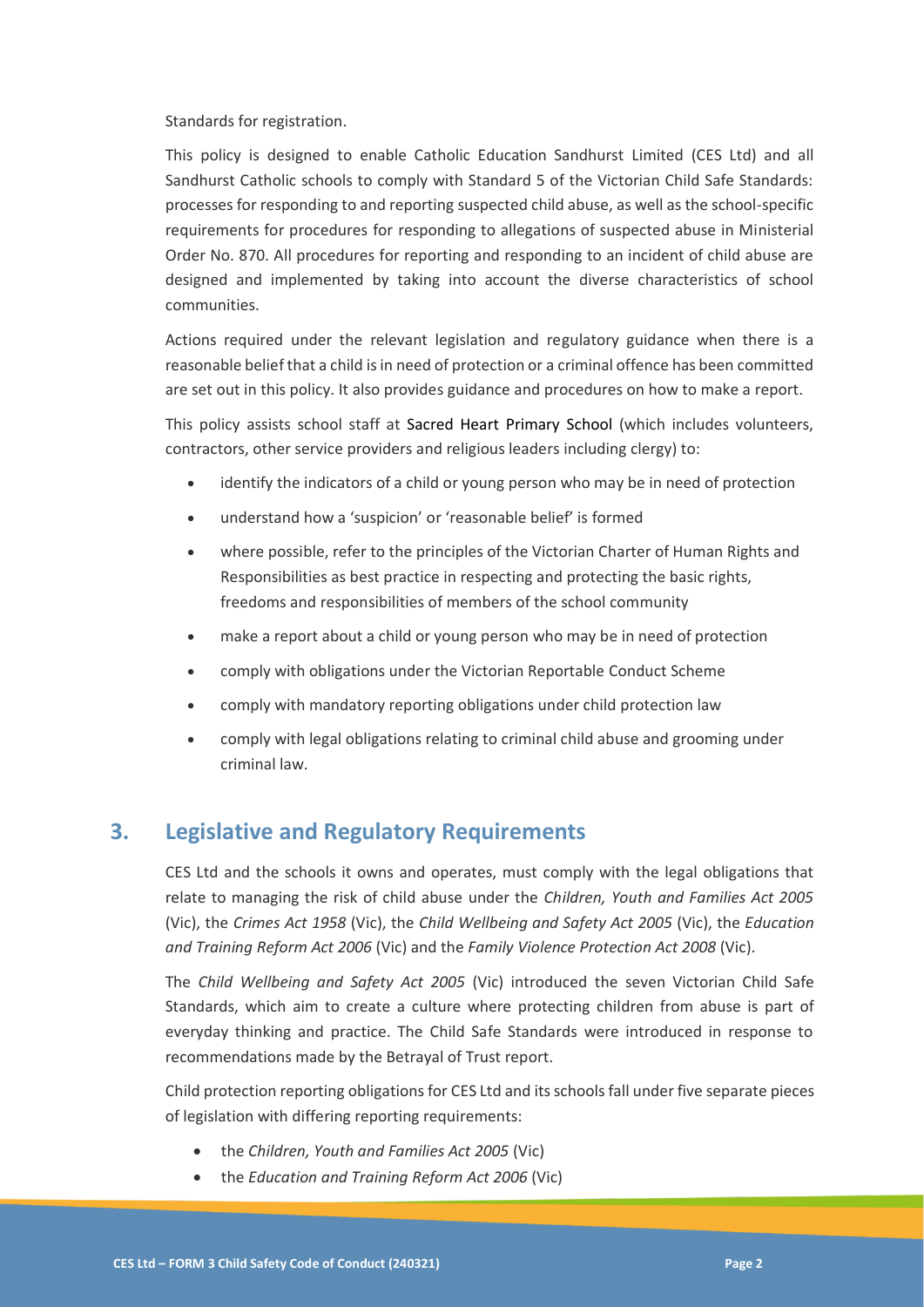Standards for registration.

This policy is designed to enable Catholic Education Sandhurst Limited (CES Ltd) and all Sandhurst Catholic schools to comply with Standard 5 of the Victorian Child Safe Standards: processes for responding to and reporting suspected child abuse, as well as the school-specific requirements for procedures for responding to allegations of suspected abuse in Ministerial Order No. 870. All procedures for reporting and responding to an incident of child abuse are designed and implemented by taking into account the diverse characteristics of school communities.

Actions required under the relevant legislation and regulatory guidance when there is a reasonable belief that a child is in need of protection or a criminal offence has been committed are set out in this policy. It also provides guidance and procedures on how to make a report.

This policy assists school staff at Sacred Heart Primary School (which includes volunteers, contractors, other service providers and religious leaders including clergy) to:

- identify the indicators of a child or young person who may be in need of protection
- understand how a 'suspicion' or 'reasonable belief' is formed
- where possible, refer to the principles of the Victorian Charter of Human Rights and Responsibilities as best practice in respecting and protecting the basic rights, freedoms and responsibilities of members of the school community
- make a report about a child or young person who may be in need of protection
- comply with obligations under the Victorian Reportable Conduct Scheme
- comply with mandatory reporting obligations under child protection law
- comply with legal obligations relating to criminal child abuse and grooming under criminal law.

## 3. Legislative and Regulatory Requirements

CES Ltd and the schools it owns and operates, must comply with the legal obligations that relate to managing the risk of child abuse under the *Children, Youth and Families Act 2005* (Vic), the *Crimes Act 1958* (Vic), the *Child Wellbeing and Safety Act 2005* (Vic), the *Education and Training Reform Act 2006* (Vic) and the *Family Violence Protection Act 2008* (Vic).

The *Child Wellbeing and Safety Act 2005* (Vic) introduced the seven Victorian Child Safe Standards, which aim to create a culture where protecting children from abuse is part of everyday thinking and practice. The Child Safe Standards were introduced in response to recommendations made by the Betrayal of Trust report.

Child protection reporting obligations for CES Ltd and its schools fall under five separate pieces of legislation with differing reporting requirements:

- the *Children, Youth and Families Act 2005* (Vic)
- the *Education and Training Reform Act 2006* (Vic)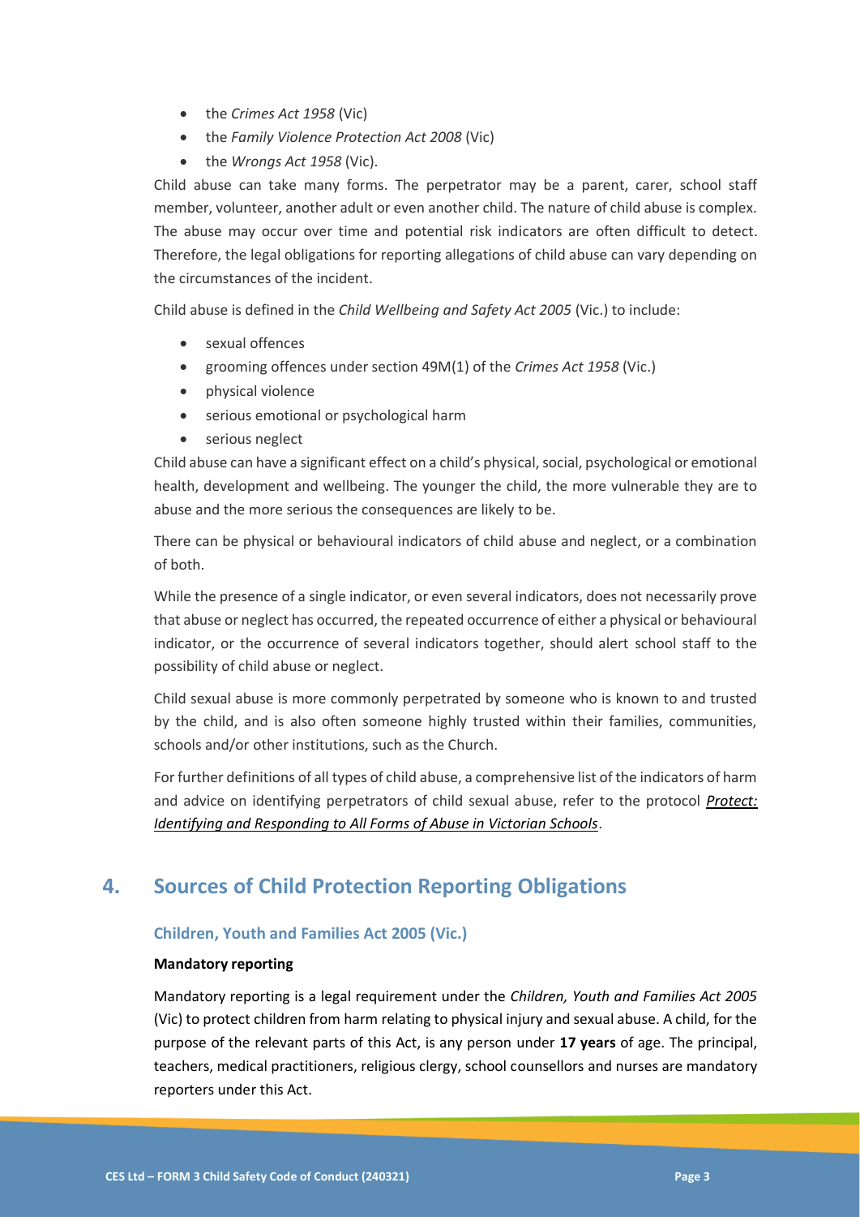- the *Crimes Act 1958* (Vic)
- the *Family Violence Protection Act 2008* (Vic)
- the *Wrongs Act 1958* (Vic).

Child abuse can take many forms. The perpetrator may be a parent, carer, school staff member, volunteer, another adult or even another child. The nature of child abuse is complex. The abuse may occur over time and potential risk indicators are often difficult to detect. Therefore, the legal obligations for reporting allegations of child abuse can vary depending on the circumstances of the incident.

Child abuse is defined in the *Child Wellbeing and Safety Act 2005* (Vic.) to include:

- sexual offences
- grooming offences under section 49M(1) of the *Crimes Act 1958* (Vic.)
- physical violence
- serious emotional or psychological harm
- serious neglect

Child abuse can have a significant effect on a child's physical, social, psychological or emotional health, development and wellbeing. The younger the child, the more vulnerable they are to abuse and the more serious the consequences are likely to be.

There can be physical or behavioural indicators of child abuse and neglect, or a combination of both.

While the presence of a single indicator, or even several indicators, does not necessarily prove that abuse or neglect has occurred, the repeated occurrence of either a physical or behavioural indicator, or the occurrence of several indicators together, should alert school staff to the possibility of child abuse or neglect.

Child sexual abuse is more commonly perpetrated by someone who is known to and trusted by the child, and is also often someone highly trusted within their families, communities, schools and/or other institutions, such as the Church.

For further definitions of all types of child abuse, a comprehensive list of the indicators of harm and advice on identifying perpetrators of child sexual abuse, refer to the protocol ***Protect: Identifying and Responding to All Forms of Abuse in Victorian Schools***.

## 4. Sources of Child Protection Reporting Obligations

### Children, Youth and Families Act 2005 (Vic.)

**Mandatory reporting**

Mandatory reporting is a legal requirement under the *Children, Youth and Families Act 2005* (Vic) to protect children from harm relating to physical injury and sexual abuse. A child, for the purpose of the relevant parts of this Act, is any person under **17 years** of age. The principal, teachers, medical practitioners, religious clergy, school counsellors and nurses are mandatory reporters under this Act.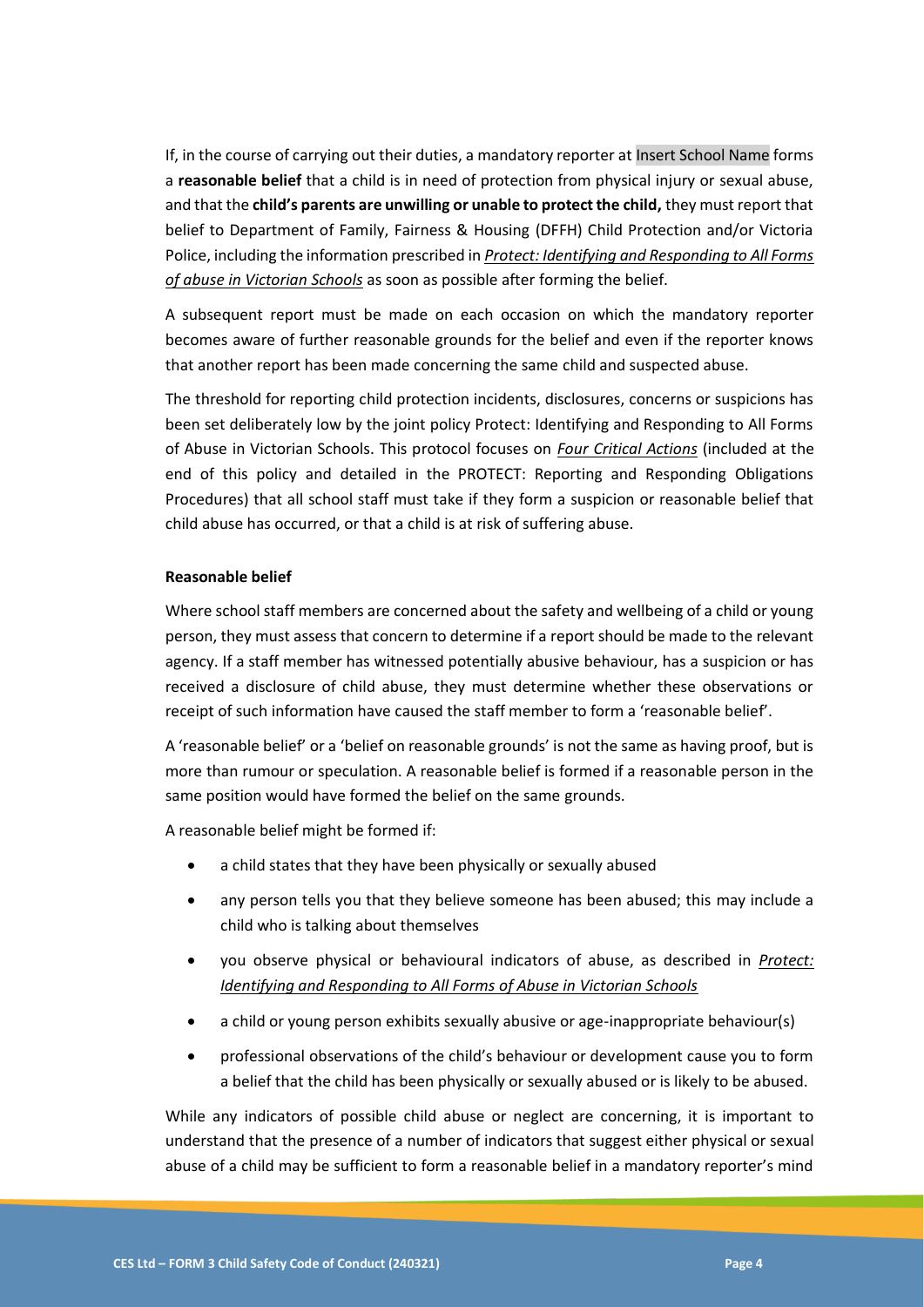If, in the course of carrying out their duties, a mandatory reporter at Insert School Name forms a **reasonable belief** that a child is in need of protection from physical injury or sexual abuse, and that the **child's parents are unwilling or unable to protect the child,** they must report that belief to Department of Family, Fairness & Housing (DFFH) Child Protection and/or Victoria Police, including the information prescribed in *Protect: Identifying and Responding to All Forms of abuse in Victorian Schools* as soon as possible after forming the belief.

A subsequent report must be made on each occasion on which the mandatory reporter becomes aware of further reasonable grounds for the belief and even if the reporter knows that another report has been made concerning the same child and suspected abuse.

The threshold for reporting child protection incidents, disclosures, concerns or suspicions has been set deliberately low by the joint policy Protect: Identifying and Responding to All Forms of Abuse in Victorian Schools. This protocol focuses on *Four Critical Actions* (included at the end of this policy and detailed in the PROTECT: Reporting and Responding Obligations Procedures) that all school staff must take if they form a suspicion or reasonable belief that child abuse has occurred, or that a child is at risk of suffering abuse.

**Reasonable belief**

Where school staff members are concerned about the safety and wellbeing of a child or young person, they must assess that concern to determine if a report should be made to the relevant agency. If a staff member has witnessed potentially abusive behaviour, has a suspicion or has received a disclosure of child abuse, they must determine whether these observations or receipt of such information have caused the staff member to form a 'reasonable belief'.

A 'reasonable belief' or a 'belief on reasonable grounds' is not the same as having proof, but is more than rumour or speculation. A reasonable belief is formed if a reasonable person in the same position would have formed the belief on the same grounds.

A reasonable belief might be formed if:

- a child states that they have been physically or sexually abused
- any person tells you that they believe someone has been abused; this may include a child who is talking about themselves
- you observe physical or behavioural indicators of abuse, as described in *Protect: Identifying and Responding to All Forms of Abuse in Victorian Schools*
- a child or young person exhibits sexually abusive or age-inappropriate behaviour(s)
- professional observations of the child's behaviour or development cause you to form a belief that the child has been physically or sexually abused or is likely to be abused.

While any indicators of possible child abuse or neglect are concerning, it is important to understand that the presence of a number of indicators that suggest either physical or sexual abuse of a child may be sufficient to form a reasonable belief in a mandatory reporter's mind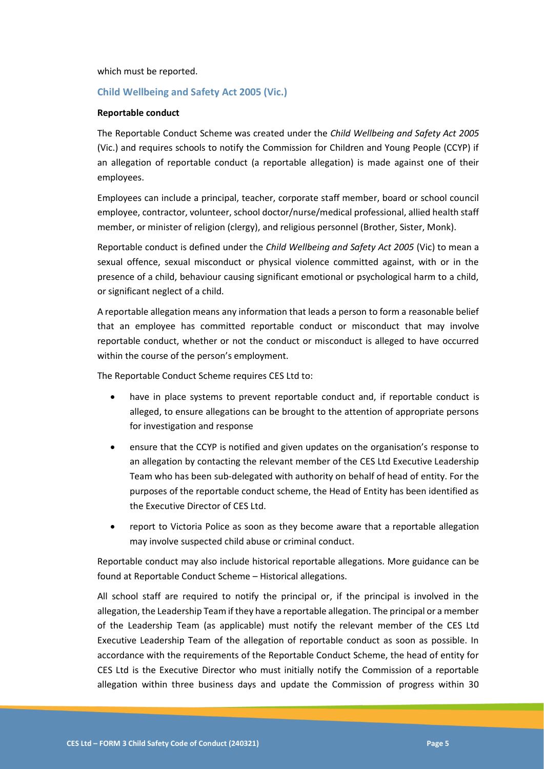which must be reported.

## Child Wellbeing and Safety Act 2005 (Vic.)

**Reportable conduct**

The Reportable Conduct Scheme was created under the *Child Wellbeing and Safety Act 2005* (Vic.) and requires schools to notify the Commission for Children and Young People (CCYP) if an allegation of reportable conduct (a reportable allegation) is made against one of their employees.

Employees can include a principal, teacher, corporate staff member, board or school council employee, contractor, volunteer, school doctor/nurse/medical professional, allied health staff member, or minister of religion (clergy), and religious personnel (Brother, Sister, Monk).

Reportable conduct is defined under the *Child Wellbeing and Safety Act 2005* (Vic) to mean a sexual offence, sexual misconduct or physical violence committed against, with or in the presence of a child, behaviour causing significant emotional or psychological harm to a child, or significant neglect of a child.

A reportable allegation means any information that leads a person to form a reasonable belief that an employee has committed reportable conduct or misconduct that may involve reportable conduct, whether or not the conduct or misconduct is alleged to have occurred within the course of the person's employment.

The Reportable Conduct Scheme requires CES Ltd to:

- have in place systems to prevent reportable conduct and, if reportable conduct is alleged, to ensure allegations can be brought to the attention of appropriate persons for investigation and response
- ensure that the CCYP is notified and given updates on the organisation's response to an allegation by contacting the relevant member of the CES Ltd Executive Leadership Team who has been sub-delegated with authority on behalf of head of entity. For the purposes of the reportable conduct scheme, the Head of Entity has been identified as the Executive Director of CES Ltd.
- report to Victoria Police as soon as they become aware that a reportable allegation may involve suspected child abuse or criminal conduct.

Reportable conduct may also include historical reportable allegations. More guidance can be found at Reportable Conduct Scheme – Historical allegations.

All school staff are required to notify the principal or, if the principal is involved in the allegation, the Leadership Team if they have a reportable allegation. The principal or a member of the Leadership Team (as applicable) must notify the relevant member of the CES Ltd Executive Leadership Team of the allegation of reportable conduct as soon as possible. In accordance with the requirements of the Reportable Conduct Scheme, the head of entity for CES Ltd is the Executive Director who must initially notify the Commission of a reportable allegation within three business days and update the Commission of progress within 30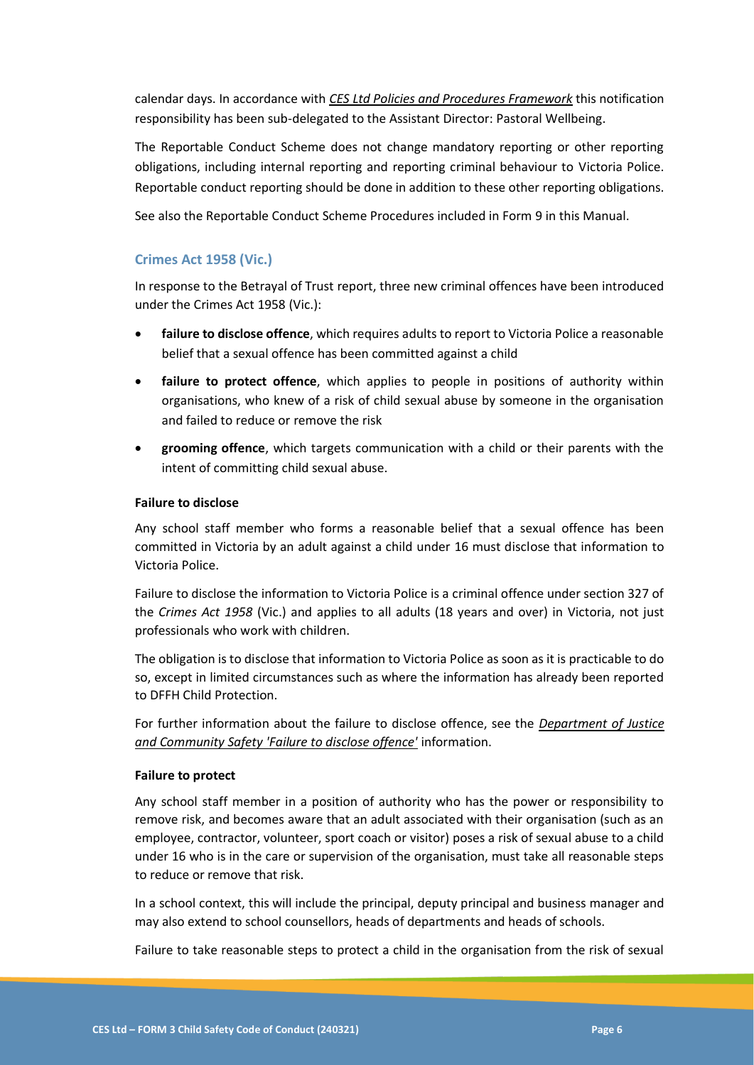calendar days. In accordance with *CES Ltd Policies and Procedures Framework* this notification responsibility has been sub-delegated to the Assistant Director: Pastoral Wellbeing.

The Reportable Conduct Scheme does not change mandatory reporting or other reporting obligations, including internal reporting and reporting criminal behaviour to Victoria Police. Reportable conduct reporting should be done in addition to these other reporting obligations.

See also the Reportable Conduct Scheme Procedures included in Form 9 in this Manual.

### Crimes Act 1958 (Vic.)

In response to the Betrayal of Trust report, three new criminal offences have been introduced under the Crimes Act 1958 (Vic.):

- **failure to disclose offence**, which requires adults to report to Victoria Police a reasonable belief that a sexual offence has been committed against a child
- **failure to protect offence**, which applies to people in positions of authority within organisations, who knew of a risk of child sexual abuse by someone in the organisation and failed to reduce or remove the risk
- **grooming offence**, which targets communication with a child or their parents with the intent of committing child sexual abuse.

#### Failure to disclose

Any school staff member who forms a reasonable belief that a sexual offence has been committed in Victoria by an adult against a child under 16 must disclose that information to Victoria Police.

Failure to disclose the information to Victoria Police is a criminal offence under section 327 of the *Crimes Act 1958* (Vic.) and applies to all adults (18 years and over) in Victoria, not just professionals who work with children.

The obligation is to disclose that information to Victoria Police as soon as it is practicable to do so, except in limited circumstances such as where the information has already been reported to DFFH Child Protection.

For further information about the failure to disclose offence, see the *Department of Justice and Community Safety 'Failure to disclose offence'* information.

#### Failure to protect

Any school staff member in a position of authority who has the power or responsibility to remove risk, and becomes aware that an adult associated with their organisation (such as an employee, contractor, volunteer, sport coach or visitor) poses a risk of sexual abuse to a child under 16 who is in the care or supervision of the organisation, must take all reasonable steps to reduce or remove that risk.

In a school context, this will include the principal, deputy principal and business manager and may also extend to school counsellors, heads of departments and heads of schools.

Failure to take reasonable steps to protect a child in the organisation from the risk of sexual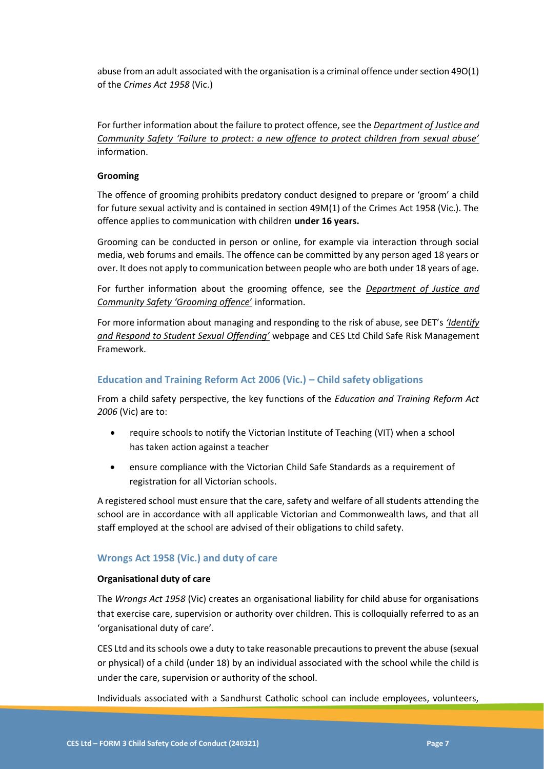abuse from an adult associated with the organisation is a criminal offence under section 49O(1) of the *Crimes Act 1958* (Vic.)

For further information about the failure to protect offence, see the *Department of Justice and Community Safety 'Failure to protect: a new offence to protect children from sexual abuse'* information.

**Grooming**

The offence of grooming prohibits predatory conduct designed to prepare or 'groom' a child for future sexual activity and is contained in section 49M(1) of the Crimes Act 1958 (Vic.). The offence applies to communication with children **under 16 years.**

Grooming can be conducted in person or online, for example via interaction through social media, web forums and emails. The offence can be committed by any person aged 18 years or over. It does not apply to communication between people who are both under 18 years of age.

For further information about the grooming offence, see the *Department of Justice and Community Safety 'Grooming offence'* information.

For more information about managing and responding to the risk of abuse, see DET's *'Identify and Respond to Student Sexual Offending'* webpage and CES Ltd Child Safe Risk Management Framework.

## Education and Training Reform Act 2006 (Vic.) – Child safety obligations

From a child safety perspective, the key functions of the *Education and Training Reform Act 2006* (Vic) are to:

- require schools to notify the Victorian Institute of Teaching (VIT) when a school has taken action against a teacher
- ensure compliance with the Victorian Child Safe Standards as a requirement of registration for all Victorian schools.

A registered school must ensure that the care, safety and welfare of all students attending the school are in accordance with all applicable Victorian and Commonwealth laws, and that all staff employed at the school are advised of their obligations to child safety.

## Wrongs Act 1958 (Vic.) and duty of care

**Organisational duty of care**

The *Wrongs Act 1958* (Vic) creates an organisational liability for child abuse for organisations that exercise care, supervision or authority over children. This is colloquially referred to as an 'organisational duty of care'.

CES Ltd and its schools owe a duty to take reasonable precautions to prevent the abuse (sexual or physical) of a child (under 18) by an individual associated with the school while the child is under the care, supervision or authority of the school.

Individuals associated with a Sandhurst Catholic school can include employees, volunteers,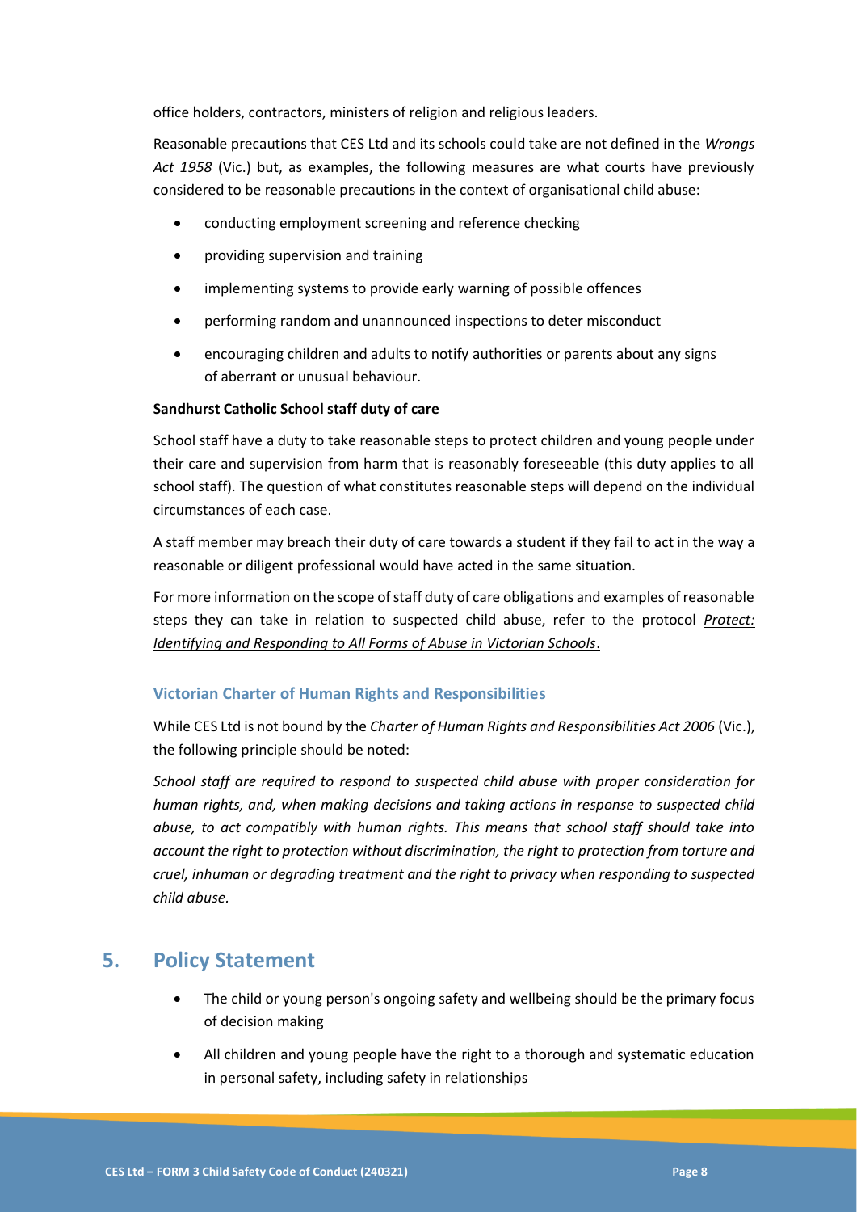office holders, contractors, ministers of religion and religious leaders.

Reasonable precautions that CES Ltd and its schools could take are not defined in the *Wrongs Act 1958* (Vic.) but, as examples, the following measures are what courts have previously considered to be reasonable precautions in the context of organisational child abuse:

- conducting employment screening and reference checking
- providing supervision and training
- implementing systems to provide early warning of possible offences
- performing random and unannounced inspections to deter misconduct
- encouraging children and adults to notify authorities or parents about any signs of aberrant or unusual behaviour.

**Sandhurst Catholic School staff duty of care**

School staff have a duty to take reasonable steps to protect children and young people under their care and supervision from harm that is reasonably foreseeable (this duty applies to all school staff). The question of what constitutes reasonable steps will depend on the individual circumstances of each case.

A staff member may breach their duty of care towards a student if they fail to act in the way a reasonable or diligent professional would have acted in the same situation.

For more information on the scope of staff duty of care obligations and examples of reasonable steps they can take in relation to suspected child abuse, refer to the protocol *Protect: Identifying and Responding to All Forms of Abuse in Victorian Schools*.

### Victorian Charter of Human Rights and Responsibilities

While CES Ltd is not bound by the *Charter of Human Rights and Responsibilities Act 2006* (Vic.), the following principle should be noted:

*School staff are required to respond to suspected child abuse with proper consideration for human rights, and, when making decisions and taking actions in response to suspected child abuse, to act compatibly with human rights. This means that school staff should take into account the right to protection without discrimination, the right to protection from torture and cruel, inhuman or degrading treatment and the right to privacy when responding to suspected child abuse.*

## 5. Policy Statement

- The child or young person's ongoing safety and wellbeing should be the primary focus of decision making
- All children and young people have the right to a thorough and systematic education in personal safety, including safety in relationships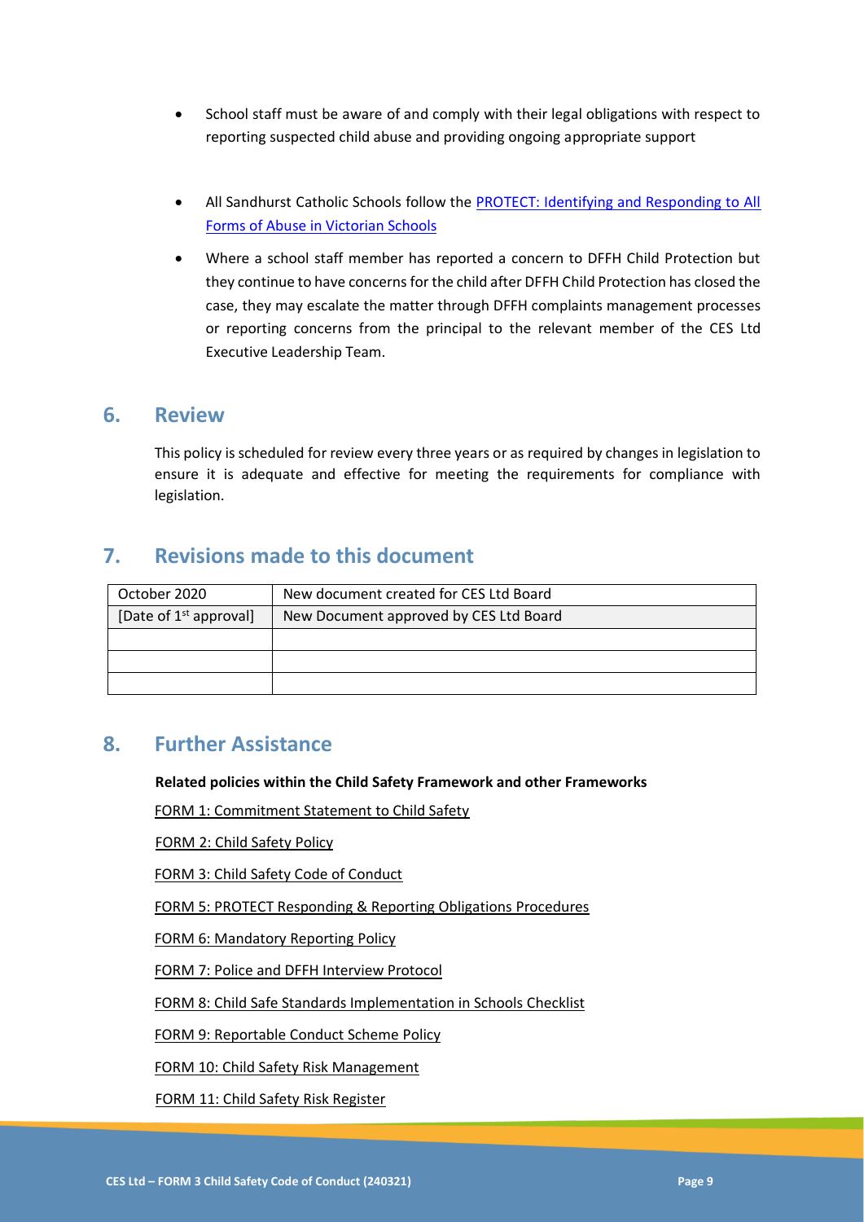- School staff must be aware of and comply with their legal obligations with respect to reporting suspected child abuse and providing ongoing appropriate support

- All Sandhurst Catholic Schools follow the PROTECT: Identifying and Responding to All Forms of Abuse in Victorian Schools

- Where a school staff member has reported a concern to DFFH Child Protection but they continue to have concerns for the child after DFFH Child Protection has closed the case, they may escalate the matter through DFFH complaints management processes or reporting concerns from the principal to the relevant member of the CES Ltd Executive Leadership Team.

## 6. Review

This policy is scheduled for review every three years or as required by changes in legislation to ensure it is adequate and effective for meeting the requirements for compliance with legislation.

## 7. Revisions made to this document

| | |
|---|---|
| October 2020 | New document created for CES Ltd Board |
| [Date of 1st approval] | New Document approved by CES Ltd Board |
| | |
| | |
| | |

## 8. Further Assistance

**Related policies within the Child Safety Framework and other Frameworks**

FORM 1: Commitment Statement to Child Safety

FORM 2: Child Safety Policy

FORM 3: Child Safety Code of Conduct

FORM 5: PROTECT Responding & Reporting Obligations Procedures

FORM 6: Mandatory Reporting Policy

FORM 7: Police and DFFH Interview Protocol

FORM 8: Child Safe Standards Implementation in Schools Checklist

FORM 9: Reportable Conduct Scheme Policy

FORM 10: Child Safety Risk Management

FORM 11: Child Safety Risk Register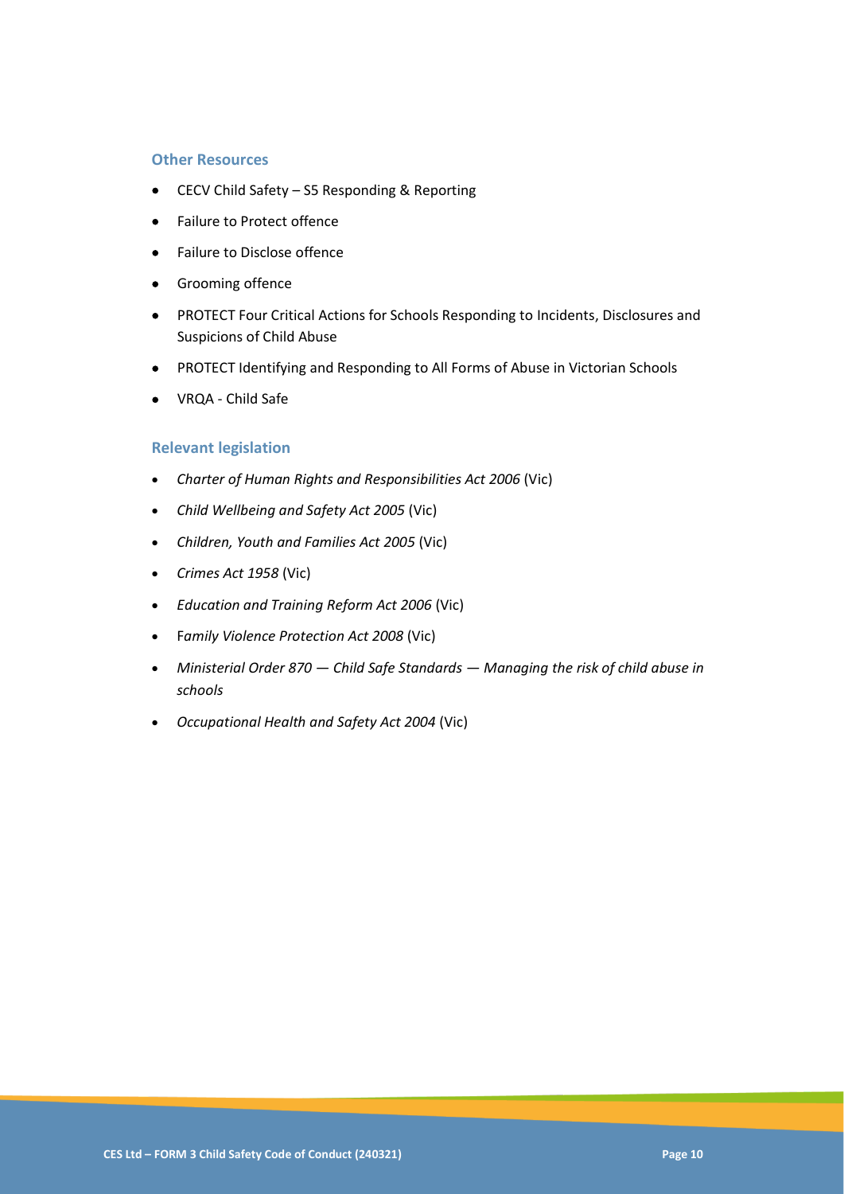### Other Resources

- CECV Child Safety – S5 Responding & Reporting
- Failure to Protect offence
- Failure to Disclose offence
- Grooming offence
- PROTECT Four Critical Actions for Schools Responding to Incidents, Disclosures and Suspicions of Child Abuse
- PROTECT Identifying and Responding to All Forms of Abuse in Victorian Schools
- VRQA - Child Safe

### Relevant legislation

- *Charter of Human Rights and Responsibilities Act 2006* (Vic)
- *Child Wellbeing and Safety Act 2005* (Vic)
- *Children, Youth and Families Act 2005* (Vic)
- *Crimes Act 1958* (Vic)
- *Education and Training Reform Act 2006* (Vic)
- F*amily Violence Protection Act 2008* (Vic)
- *Ministerial Order 870 — Child Safe Standards — Managing the risk of child abuse in schools*
- *Occupational Health and Safety Act 2004* (Vic)